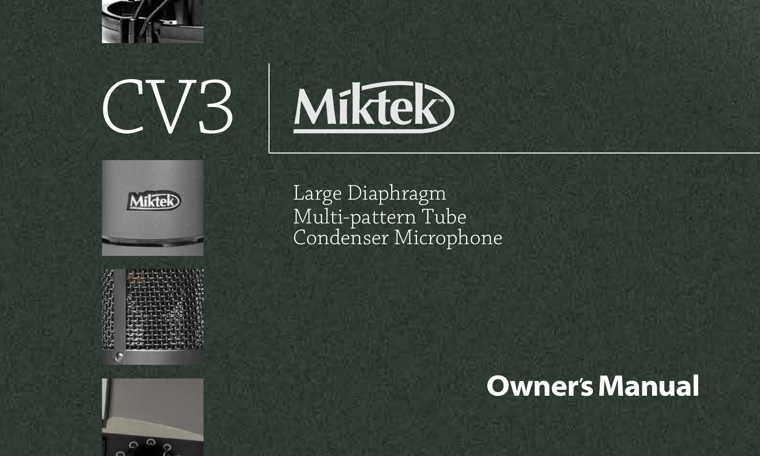# CV3

Miktek

Large Diaphragm
Multi-pattern Tube
Condenser Microphone

## Owner's Manual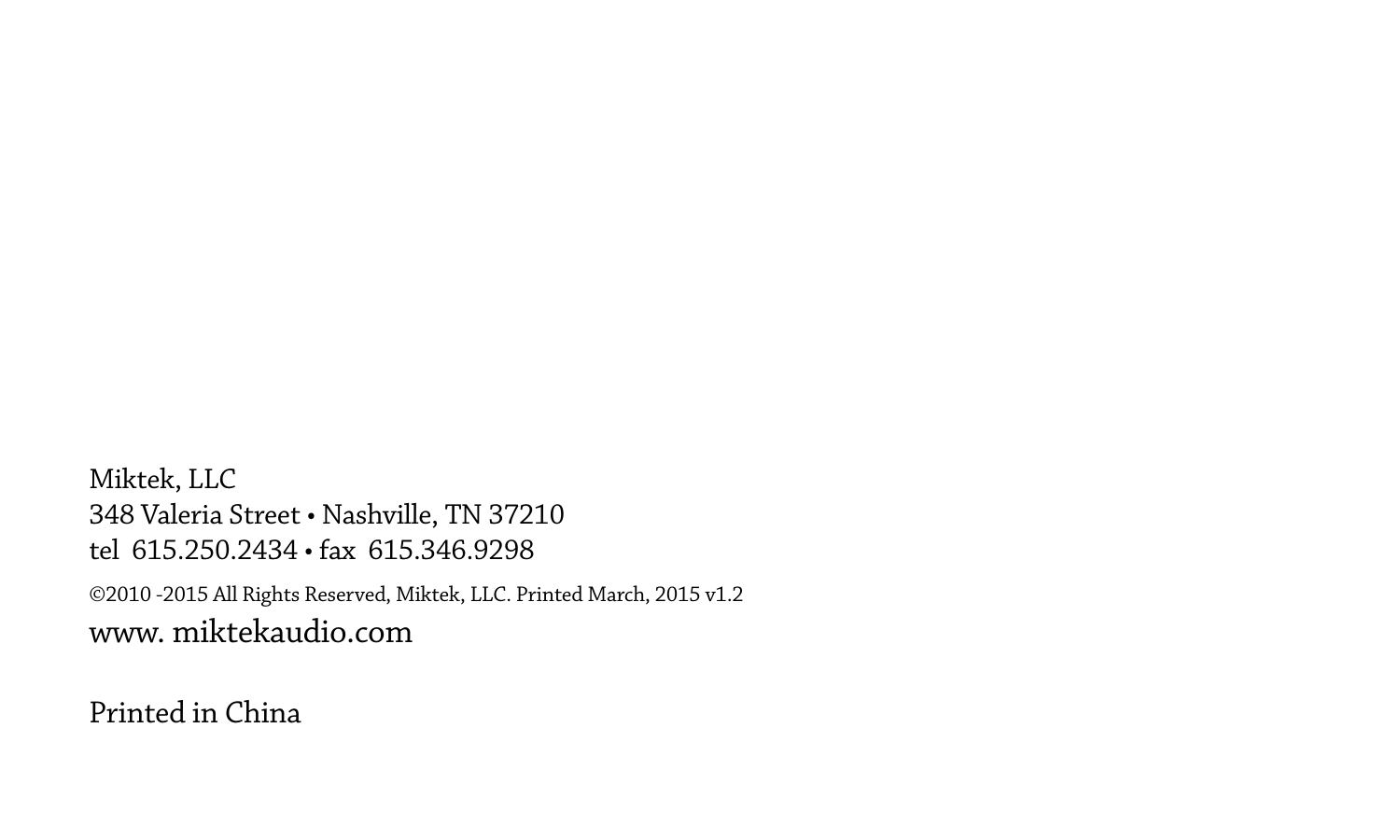Miktek, LLC
348 Valeria Street • Nashville, TN 37210
tel 615.250.2434 • fax 615.346.9298

©2010 -2015 All Rights Reserved, Miktek, LLC. Printed March, 2015 v1.2

www. miktekaudio.com

Printed in China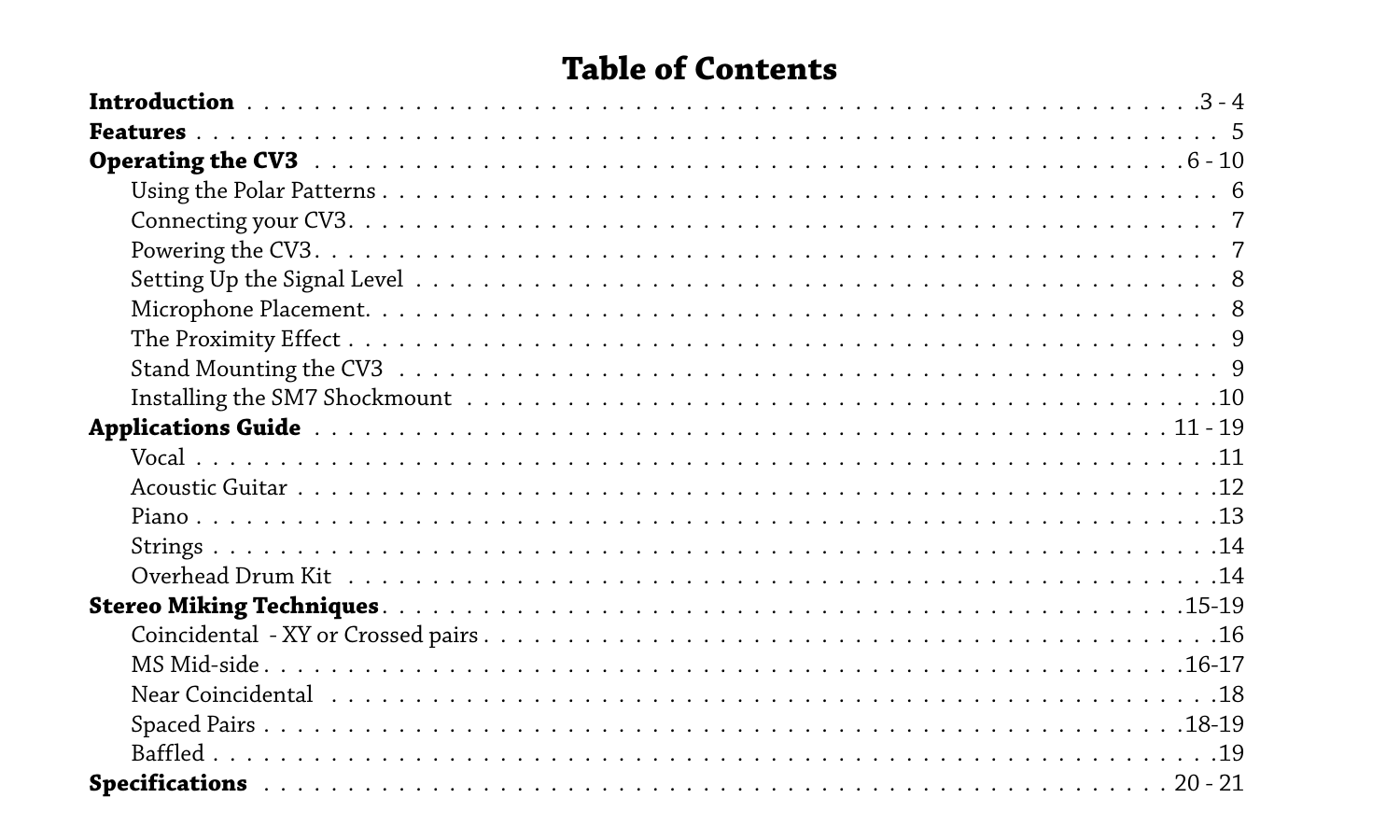# Table of Contents

**Introduction** . . . 3 - 4

**Features** . . . 5

**Operating the CV3** . . . 6 - 10

- Using the Polar Patterns . . . 6
- Connecting your CV3 . . . 7
- Powering the CV3 . . . 7
- Setting Up the Signal Level . . . 8
- Microphone Placement . . . 8
- The Proximity Effect . . . 9
- Stand Mounting the CV3 . . . 9
- Installing the SM7 Shockmount . . . 10

**Applications Guide** . . . 11 - 19

- Vocal . . . 11
- Acoustic Guitar . . . 12
- Piano . . . 13
- Strings . . . 14
- Overhead Drum Kit . . . 14

**Stereo Miking Techniques** . . . 15-19

- Coincidental - XY or Crossed pairs . . . 16
- MS Mid-side . . . 16-17
- Near Coincidental . . . 18
- Spaced Pairs . . . 18-19
- Baffled . . . 19

**Specifications** . . . 20 - 21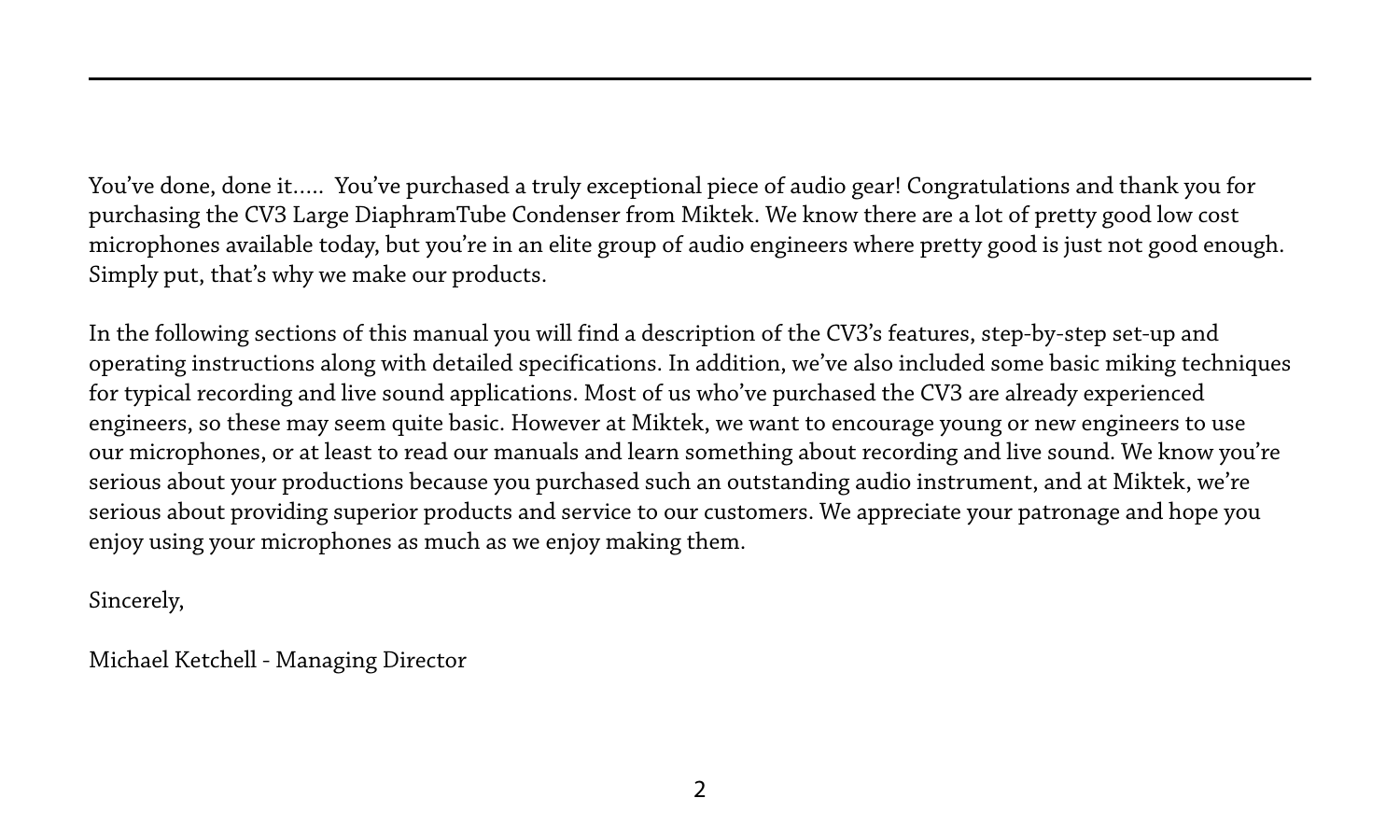You've done, done it….. You've purchased a truly exceptional piece of audio gear! Congratulations and thank you for purchasing the CV3 Large DiaphramTube Condenser from Miktek. We know there are a lot of pretty good low cost microphones available today, but you're in an elite group of audio engineers where pretty good is just not good enough. Simply put, that's why we make our products.

In the following sections of this manual you will find a description of the CV3's features, step-by-step set-up and operating instructions along with detailed specifications. In addition, we've also included some basic miking techniques for typical recording and live sound applications. Most of us who've purchased the CV3 are already experienced engineers, so these may seem quite basic. However at Miktek, we want to encourage young or new engineers to use our microphones, or at least to read our manuals and learn something about recording and live sound. We know you're serious about your productions because you purchased such an outstanding audio instrument, and at Miktek, we're serious about providing superior products and service to our customers. We appreciate your patronage and hope you enjoy using your microphones as much as we enjoy making them.

Sincerely,

Michael Ketchell - Managing Director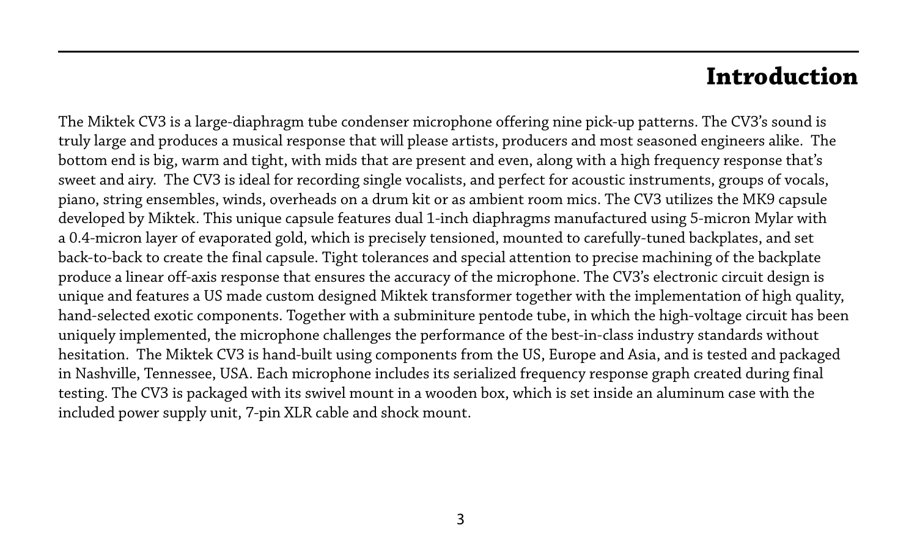# Introduction

The Miktek CV3 is a large-diaphragm tube condenser microphone offering nine pick-up patterns. The CV3's sound is truly large and produces a musical response that will please artists, producers and most seasoned engineers alike. The bottom end is big, warm and tight, with mids that are present and even, along with a high frequency response that's sweet and airy. The CV3 is ideal for recording single vocalists, and perfect for acoustic instruments, groups of vocals, piano, string ensembles, winds, overheads on a drum kit or as ambient room mics. The CV3 utilizes the MK9 capsule developed by Miktek. This unique capsule features dual 1-inch diaphragms manufactured using 5-micron Mylar with a 0.4-micron layer of evaporated gold, which is precisely tensioned, mounted to carefully-tuned backplates, and set back-to-back to create the final capsule. Tight tolerances and special attention to precise machining of the backplate produce a linear off-axis response that ensures the accuracy of the microphone. The CV3's electronic circuit design is unique and features a US made custom designed Miktek transformer together with the implementation of high quality, hand-selected exotic components. Together with a subminiture pentode tube, in which the high-voltage circuit has been uniquely implemented, the microphone challenges the performance of the best-in-class industry standards without hesitation. The Miktek CV3 is hand-built using components from the US, Europe and Asia, and is tested and packaged in Nashville, Tennessee, USA. Each microphone includes its serialized frequency response graph created during final testing. The CV3 is packaged with its swivel mount in a wooden box, which is set inside an aluminum case with the included power supply unit, 7-pin XLR cable and shock mount.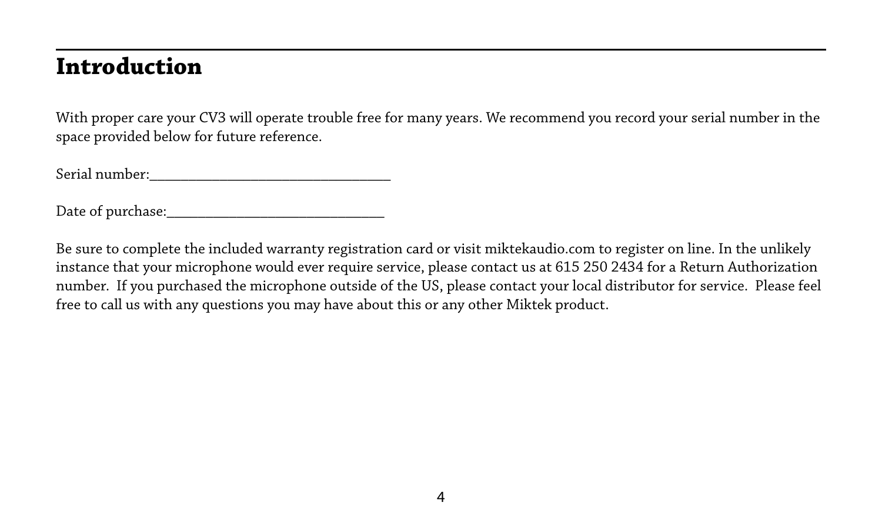# Introduction

With proper care your CV3 will operate trouble free for many years. We recommend you record your serial number in the space provided below for future reference.

Serial number:________________________________

Date of purchase:_____________________________

Be sure to complete the included warranty registration card or visit miktekaudio.com to register on line. In the unlikely instance that your microphone would ever require service, please contact us at 615 250 2434 for a Return Authorization number. If you purchased the microphone outside of the US, please contact your local distributor for service. Please feel free to call us with any questions you may have about this or any other Miktek product.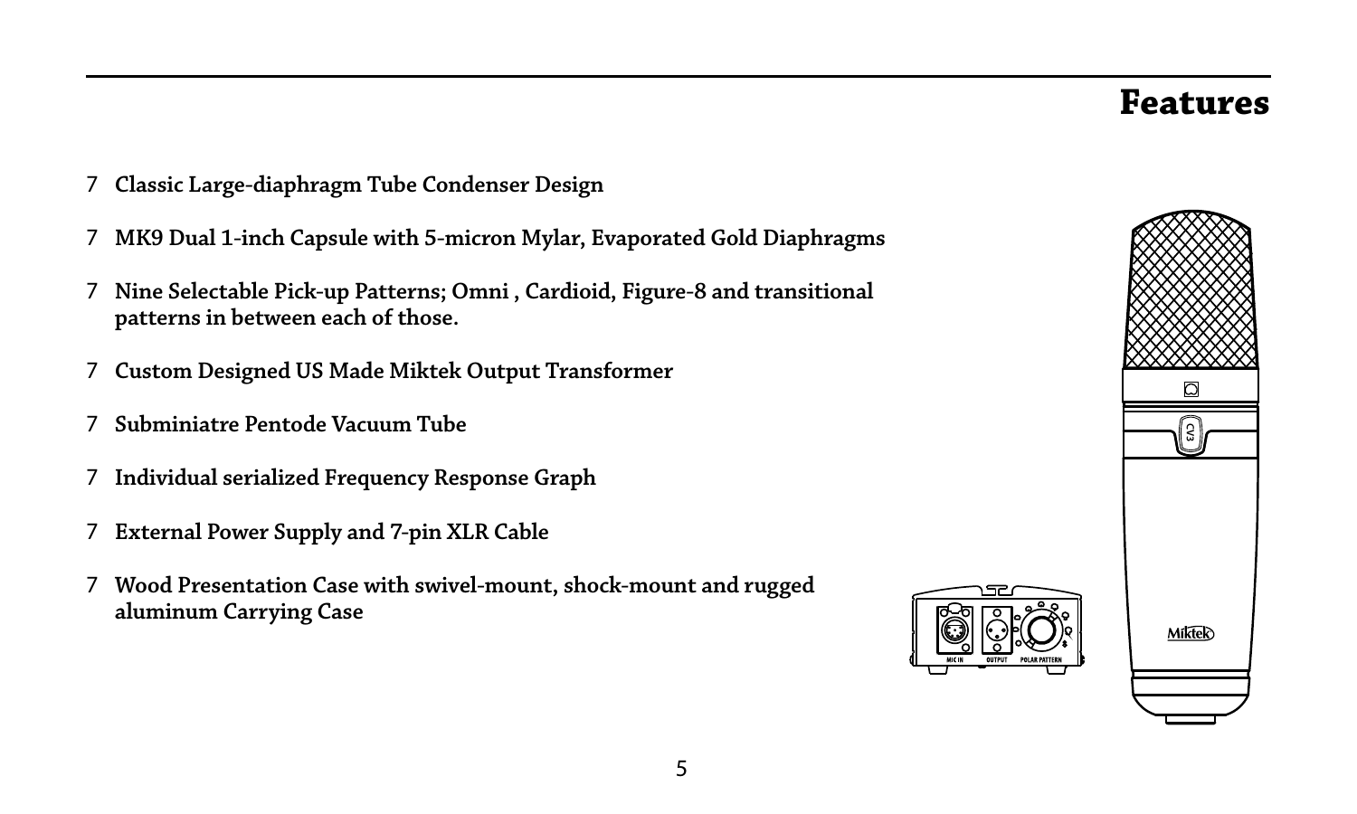# Features

- Classic Large-diaphragm Tube Condenser Design
- MK9 Dual 1-inch Capsule with 5-micron Mylar, Evaporated Gold Diaphragms
- Nine Selectable Pick-up Patterns; Omni , Cardioid, Figure-8 and transitional patterns in between each of those.
- Custom Designed US Made Miktek Output Transformer
- Subminiatre Pentode Vacuum Tube
- Individual serialized Frequency Response Graph
- External Power Supply and 7-pin XLR Cable
- Wood Presentation Case with swivel-mount, shock-mount and rugged aluminum Carrying Case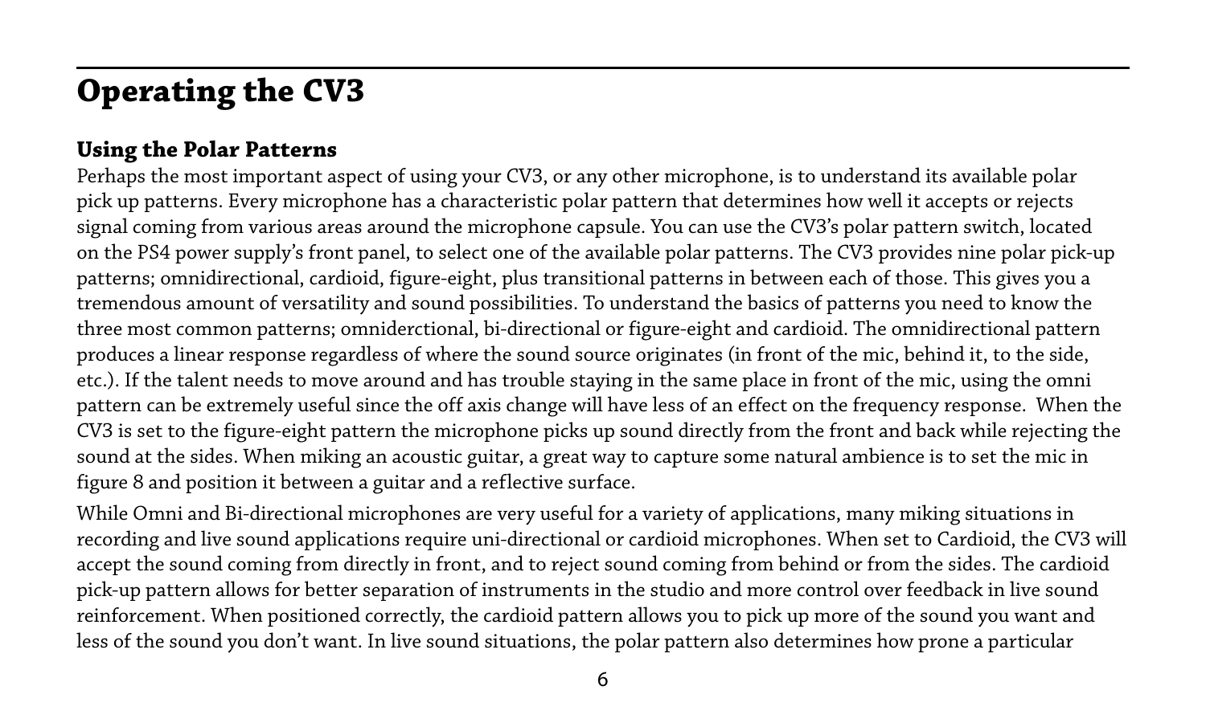# Operating the CV3

## Using the Polar Patterns

Perhaps the most important aspect of using your CV3, or any other microphone, is to understand its available polar pick up patterns. Every microphone has a characteristic polar pattern that determines how well it accepts or rejects signal coming from various areas around the microphone capsule. You can use the CV3's polar pattern switch, located on the PS4 power supply's front panel, to select one of the available polar patterns. The CV3 provides nine polar pick-up patterns; omnidirectional, cardioid, figure-eight, plus transitional patterns in between each of those. This gives you a tremendous amount of versatility and sound possibilities. To understand the basics of patterns you need to know the three most common patterns; omniderctional, bi-directional or figure-eight and cardioid. The omnidirectional pattern produces a linear response regardless of where the sound source originates (in front of the mic, behind it, to the side, etc.). If the talent needs to move around and has trouble staying in the same place in front of the mic, using the omni pattern can be extremely useful since the off axis change will have less of an effect on the frequency response. When the CV3 is set to the figure-eight pattern the microphone picks up sound directly from the front and back while rejecting the sound at the sides. When miking an acoustic guitar, a great way to capture some natural ambience is to set the mic in figure 8 and position it between a guitar and a reflective surface.

While Omni and Bi-directional microphones are very useful for a variety of applications, many miking situations in recording and live sound applications require uni-directional or cardioid microphones. When set to Cardioid, the CV3 will accept the sound coming from directly in front, and to reject sound coming from behind or from the sides. The cardioid pick-up pattern allows for better separation of instruments in the studio and more control over feedback in live sound reinforcement. When positioned correctly, the cardioid pattern allows you to pick up more of the sound you want and less of the sound you don't want. In live sound situations, the polar pattern also determines how prone a particular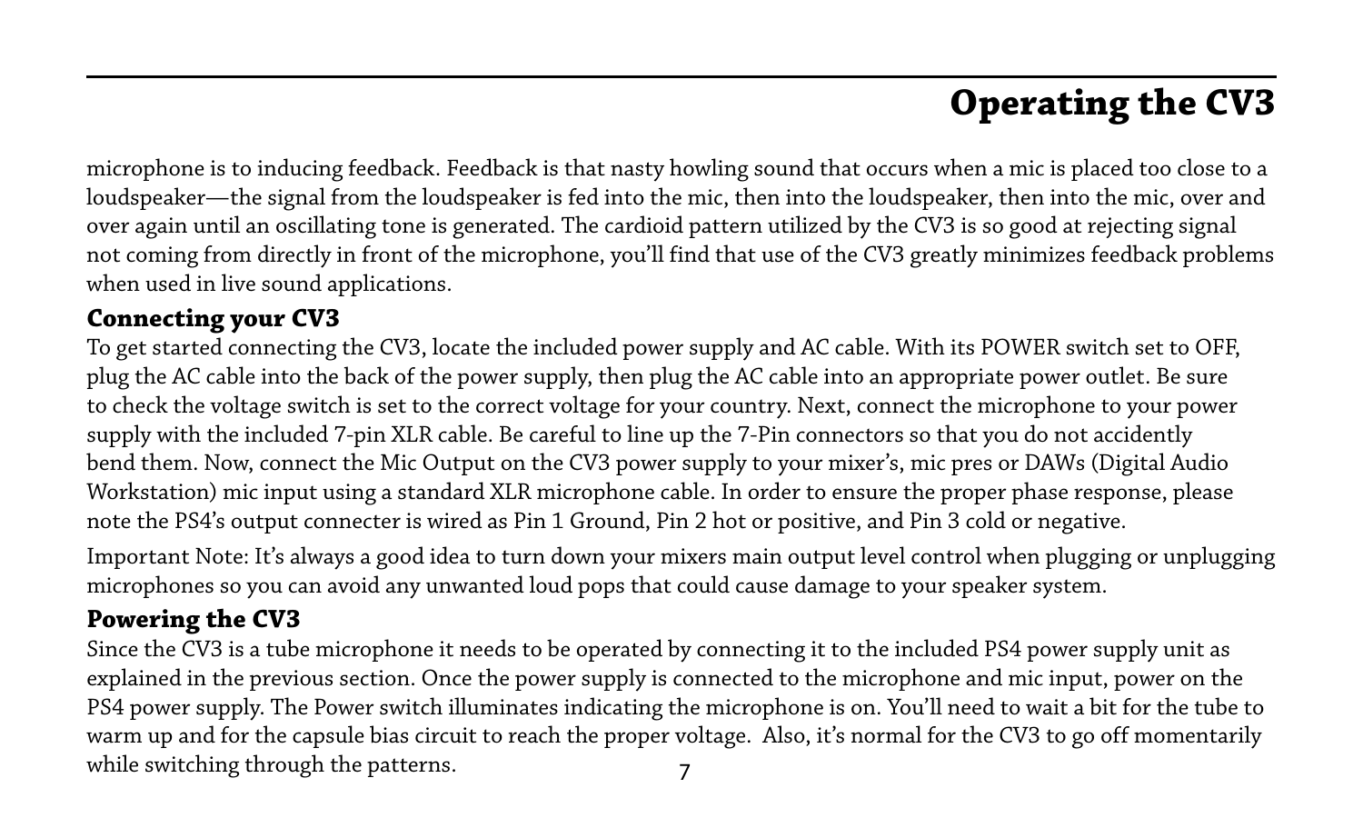# Operating the CV3

microphone is to inducing feedback. Feedback is that nasty howling sound that occurs when a mic is placed too close to a loudspeaker—the signal from the loudspeaker is fed into the mic, then into the loudspeaker, then into the mic, over and over again until an oscillating tone is generated. The cardioid pattern utilized by the CV3 is so good at rejecting signal not coming from directly in front of the microphone, you'll find that use of the CV3 greatly minimizes feedback problems when used in live sound applications.

## Connecting your CV3

To get started connecting the CV3, locate the included power supply and AC cable. With its POWER switch set to OFF, plug the AC cable into the back of the power supply, then plug the AC cable into an appropriate power outlet. Be sure to check the voltage switch is set to the correct voltage for your country. Next, connect the microphone to your power supply with the included 7-pin XLR cable. Be careful to line up the 7-Pin connectors so that you do not accidently bend them. Now, connect the Mic Output on the CV3 power supply to your mixer's, mic pres or DAWs (Digital Audio Workstation) mic input using a standard XLR microphone cable. In order to ensure the proper phase response, please note the PS4's output connecter is wired as Pin 1 Ground, Pin 2 hot or positive, and Pin 3 cold or negative.

Important Note: It's always a good idea to turn down your mixers main output level control when plugging or unplugging microphones so you can avoid any unwanted loud pops that could cause damage to your speaker system.

## Powering the CV3

Since the CV3 is a tube microphone it needs to be operated by connecting it to the included PS4 power supply unit as explained in the previous section. Once the power supply is connected to the microphone and mic input, power on the PS4 power supply. The Power switch illuminates indicating the microphone is on. You'll need to wait a bit for the tube to warm up and for the capsule bias circuit to reach the proper voltage. Also, it's normal for the CV3 to go off momentarily while switching through the patterns.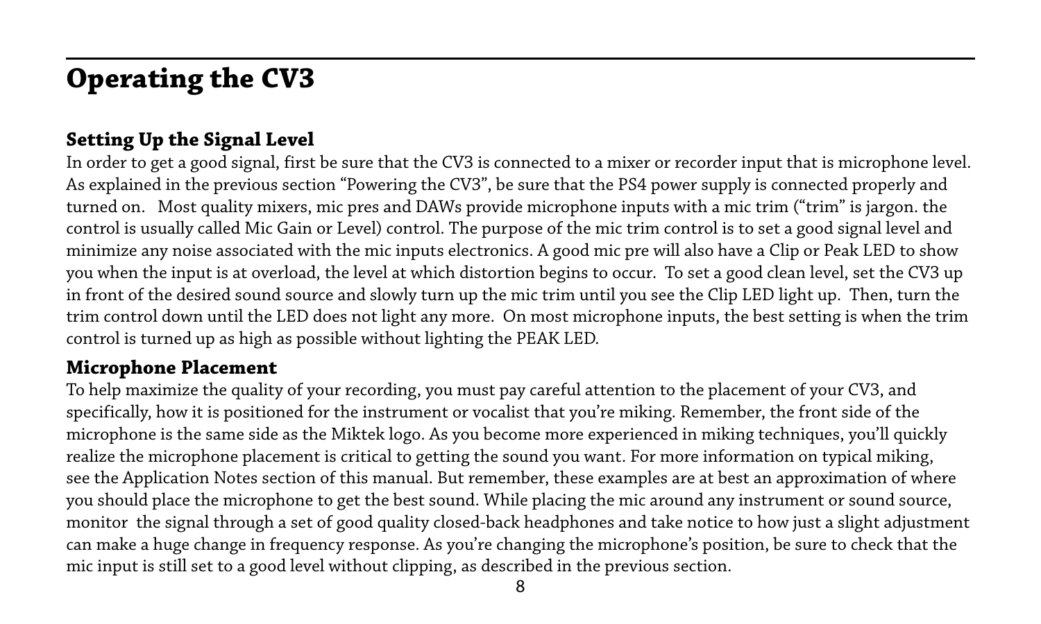# Operating the CV3

## Setting Up the Signal Level

In order to get a good signal, first be sure that the CV3 is connected to a mixer or recorder input that is microphone level. As explained in the previous section "Powering the CV3", be sure that the PS4 power supply is connected properly and turned on. Most quality mixers, mic pres and DAWs provide microphone inputs with a mic trim ("trim" is jargon. the control is usually called Mic Gain or Level) control. The purpose of the mic trim control is to set a good signal level and minimize any noise associated with the mic inputs electronics. A good mic pre will also have a Clip or Peak LED to show you when the input is at overload, the level at which distortion begins to occur. To set a good clean level, set the CV3 up in front of the desired sound source and slowly turn up the mic trim until you see the Clip LED light up. Then, turn the trim control down until the LED does not light any more. On most microphone inputs, the best setting is when the trim control is turned up as high as possible without lighting the PEAK LED.

## Microphone Placement

To help maximize the quality of your recording, you must pay careful attention to the placement of your CV3, and specifically, how it is positioned for the instrument or vocalist that you're miking. Remember, the front side of the microphone is the same side as the Miktek logo. As you become more experienced in miking techniques, you'll quickly realize the microphone placement is critical to getting the sound you want. For more information on typical miking, see the Application Notes section of this manual. But remember, these examples are at best an approximation of where you should place the microphone to get the best sound. While placing the mic around any instrument or sound source, monitor the signal through a set of good quality closed-back headphones and take notice to how just a slight adjustment can make a huge change in frequency response. As you're changing the microphone's position, be sure to check that the mic input is still set to a good level without clipping, as described in the previous section.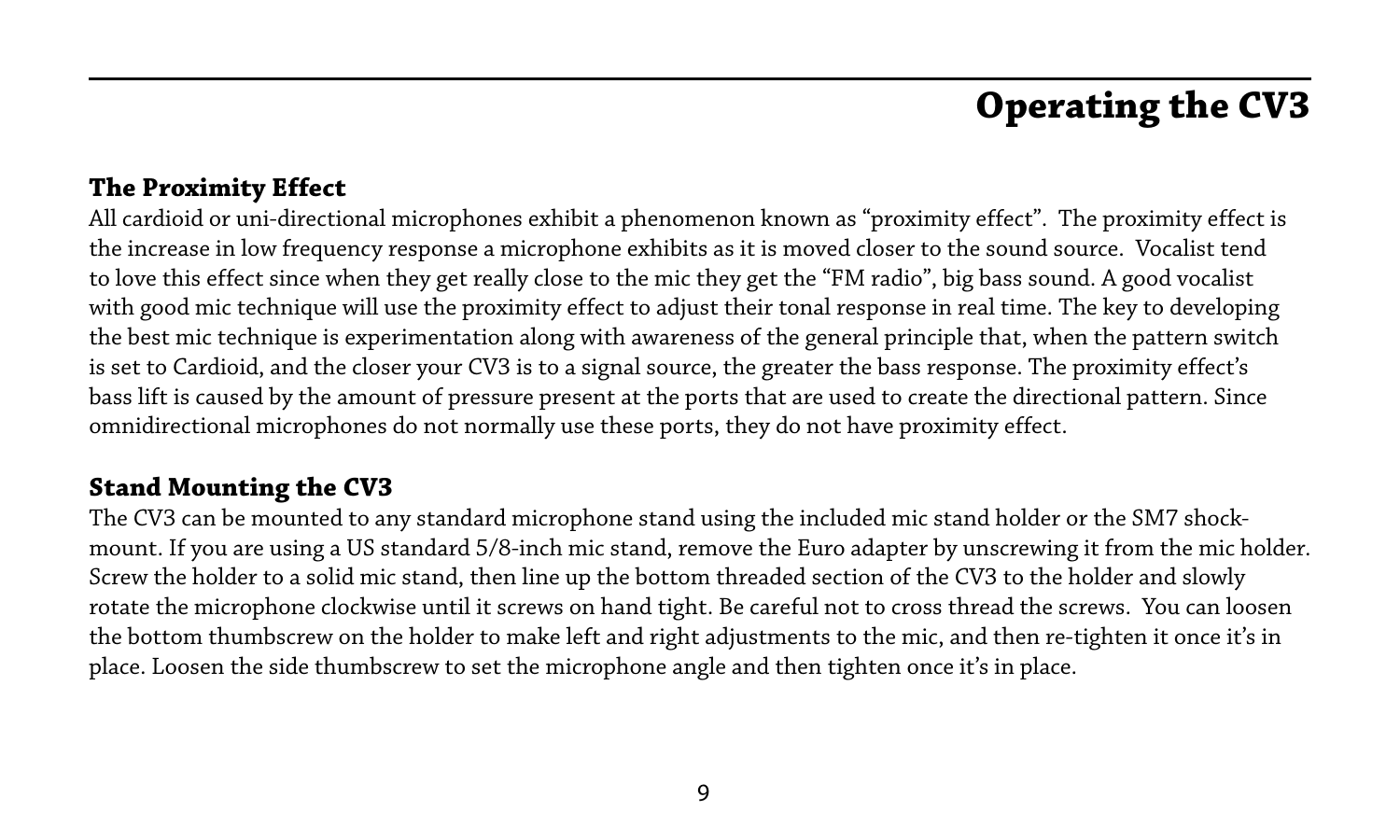# Operating the CV3

## The Proximity Effect

All cardioid or uni-directional microphones exhibit a phenomenon known as "proximity effect". The proximity effect is the increase in low frequency response a microphone exhibits as it is moved closer to the sound source. Vocalist tend to love this effect since when they get really close to the mic they get the "FM radio", big bass sound. A good vocalist with good mic technique will use the proximity effect to adjust their tonal response in real time. The key to developing the best mic technique is experimentation along with awareness of the general principle that, when the pattern switch is set to Cardioid, and the closer your CV3 is to a signal source, the greater the bass response. The proximity effect's bass lift is caused by the amount of pressure present at the ports that are used to create the directional pattern. Since omnidirectional microphones do not normally use these ports, they do not have proximity effect.

## Stand Mounting the CV3

The CV3 can be mounted to any standard microphone stand using the included mic stand holder or the SM7 shock-mount. If you are using a US standard 5/8-inch mic stand, remove the Euro adapter by unscrewing it from the mic holder. Screw the holder to a solid mic stand, then line up the bottom threaded section of the CV3 to the holder and slowly rotate the microphone clockwise until it screws on hand tight. Be careful not to cross thread the screws. You can loosen the bottom thumbscrew on the holder to make left and right adjustments to the mic, and then re-tighten it once it's in place. Loosen the side thumbscrew to set the microphone angle and then tighten once it's in place.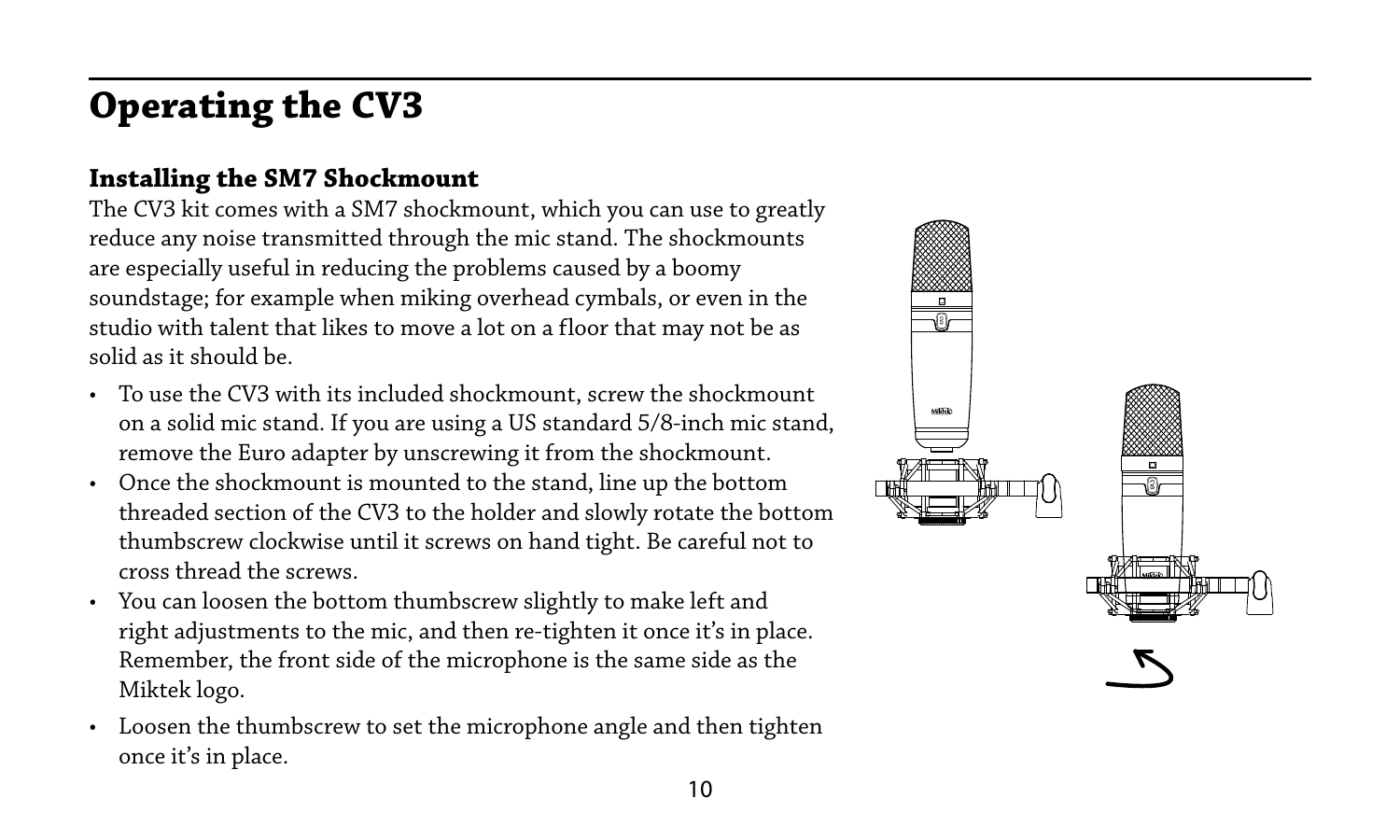# Operating the CV3

## Installing the SM7 Shockmount

The CV3 kit comes with a SM7 shockmount, which you can use to greatly reduce any noise transmitted through the mic stand. The shockmounts are especially useful in reducing the problems caused by a boomy soundstage; for example when miking overhead cymbals, or even in the studio with talent that likes to move a lot on a floor that may not be as solid as it should be.

- To use the CV3 with its included shockmount, screw the shockmount on a solid mic stand. If you are using a US standard 5/8-inch mic stand, remove the Euro adapter by unscrewing it from the shockmount.
- Once the shockmount is mounted to the stand, line up the bottom threaded section of the CV3 to the holder and slowly rotate the bottom thumbscrew clockwise until it screws on hand tight. Be careful not to cross thread the screws.
- You can loosen the bottom thumbscrew slightly to make left and right adjustments to the mic, and then re-tighten it once it's in place. Remember, the front side of the microphone is the same side as the Miktek logo.
- Loosen the thumbscrew to set the microphone angle and then tighten once it's in place.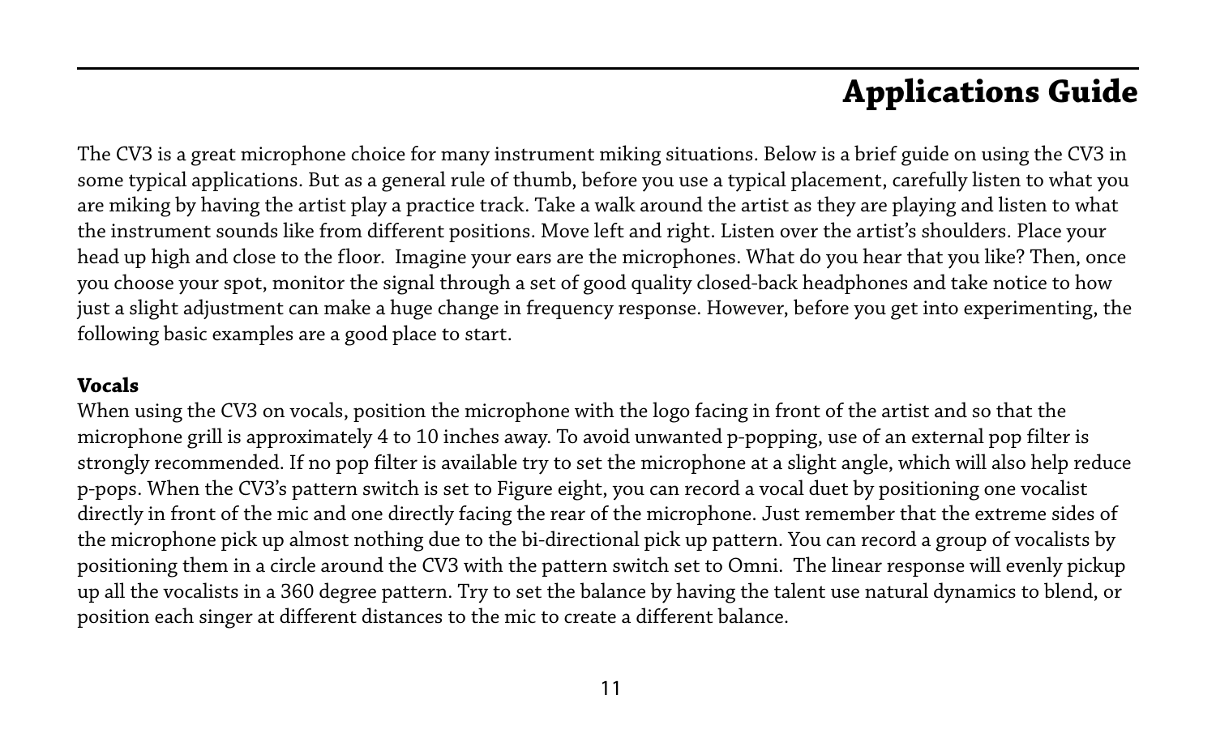# Applications Guide

The CV3 is a great microphone choice for many instrument miking situations. Below is a brief guide on using the CV3 in some typical applications. But as a general rule of thumb, before you use a typical placement, carefully listen to what you are miking by having the artist play a practice track. Take a walk around the artist as they are playing and listen to what the instrument sounds like from different positions. Move left and right. Listen over the artist's shoulders. Place your head up high and close to the floor. Imagine your ears are the microphones. What do you hear that you like? Then, once you choose your spot, monitor the signal through a set of good quality closed-back headphones and take notice to how just a slight adjustment can make a huge change in frequency response. However, before you get into experimenting, the following basic examples are a good place to start.

**Vocals**

When using the CV3 on vocals, position the microphone with the logo facing in front of the artist and so that the microphone grill is approximately 4 to 10 inches away. To avoid unwanted p-popping, use of an external pop filter is strongly recommended. If no pop filter is available try to set the microphone at a slight angle, which will also help reduce p-pops. When the CV3's pattern switch is set to Figure eight, you can record a vocal duet by positioning one vocalist directly in front of the mic and one directly facing the rear of the microphone. Just remember that the extreme sides of the microphone pick up almost nothing due to the bi-directional pick up pattern. You can record a group of vocalists by positioning them in a circle around the CV3 with the pattern switch set to Omni. The linear response will evenly pickup up all the vocalists in a 360 degree pattern. Try to set the balance by having the talent use natural dynamics to blend, or position each singer at different distances to the mic to create a different balance.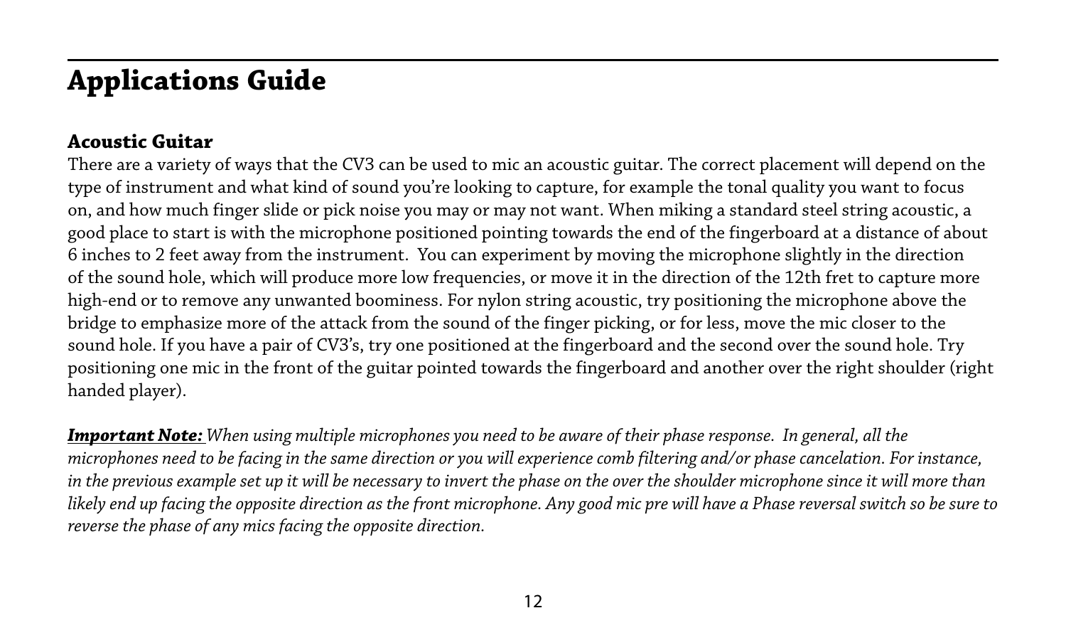# Applications Guide

## Acoustic Guitar

There are a variety of ways that the CV3 can be used to mic an acoustic guitar. The correct placement will depend on the type of instrument and what kind of sound you're looking to capture, for example the tonal quality you want to focus on, and how much finger slide or pick noise you may or may not want. When miking a standard steel string acoustic, a good place to start is with the microphone positioned pointing towards the end of the fingerboard at a distance of about 6 inches to 2 feet away from the instrument. You can experiment by moving the microphone slightly in the direction of the sound hole, which will produce more low frequencies, or move it in the direction of the 12th fret to capture more high-end or to remove any unwanted boominess. For nylon string acoustic, try positioning the microphone above the bridge to emphasize more of the attack from the sound of the finger picking, or for less, move the mic closer to the sound hole. If you have a pair of CV3's, try one positioned at the fingerboard and the second over the sound hole. Try positioning one mic in the front of the guitar pointed towards the fingerboard and another over the right shoulder (right handed player).

***Important Note:*** *When using multiple microphones you need to be aware of their phase response. In general, all the microphones need to be facing in the same direction or you will experience comb filtering and/or phase cancelation. For instance, in the previous example set up it will be necessary to invert the phase on the over the shoulder microphone since it will more than likely end up facing the opposite direction as the front microphone. Any good mic pre will have a Phase reversal switch so be sure to reverse the phase of any mics facing the opposite direction.*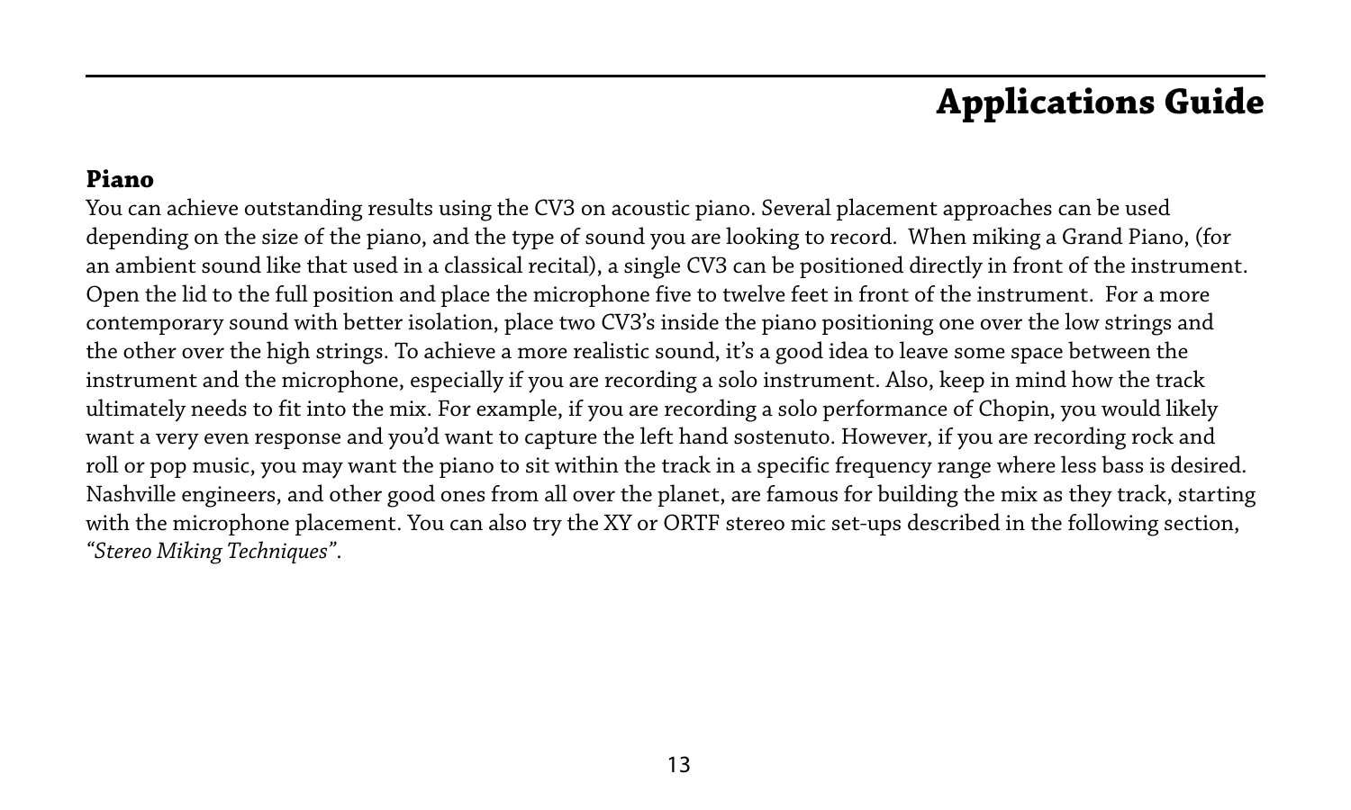# Applications Guide

### Piano

You can achieve outstanding results using the CV3 on acoustic piano. Several placement approaches can be used depending on the size of the piano, and the type of sound you are looking to record. When miking a Grand Piano, (for an ambient sound like that used in a classical recital), a single CV3 can be positioned directly in front of the instrument. Open the lid to the full position and place the microphone five to twelve feet in front of the instrument. For a more contemporary sound with better isolation, place two CV3's inside the piano positioning one over the low strings and the other over the high strings. To achieve a more realistic sound, it's a good idea to leave some space between the instrument and the microphone, especially if you are recording a solo instrument. Also, keep in mind how the track ultimately needs to fit into the mix. For example, if you are recording a solo performance of Chopin, you would likely want a very even response and you'd want to capture the left hand sostenuto. However, if you are recording rock and roll or pop music, you may want the piano to sit within the track in a specific frequency range where less bass is desired. Nashville engineers, and other good ones from all over the planet, are famous for building the mix as they track, starting with the microphone placement. You can also try the XY or ORTF stereo mic set-ups described in the following section, *"Stereo Miking Techniques"*.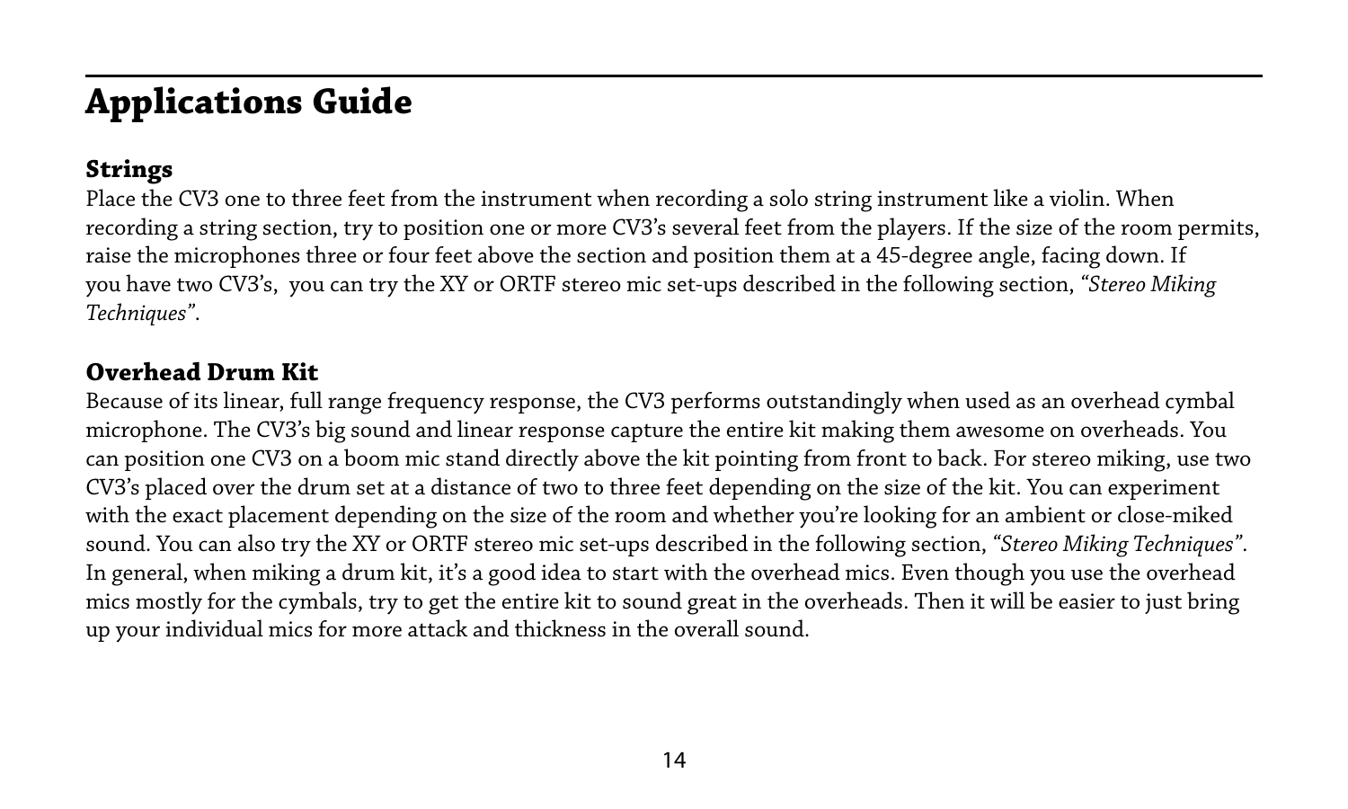# Applications Guide

## Strings

Place the CV3 one to three feet from the instrument when recording a solo string instrument like a violin. When recording a string section, try to position one or more CV3's several feet from the players. If the size of the room permits, raise the microphones three or four feet above the section and position them at a 45-degree angle, facing down. If you have two CV3's,  you can try the XY or ORTF stereo mic set-ups described in the following section, *"Stereo Miking Techniques"*.

## Overhead Drum Kit

Because of its linear, full range frequency response, the CV3 performs outstandingly when used as an overhead cymbal microphone. The CV3's big sound and linear response capture the entire kit making them awesome on overheads. You can position one CV3 on a boom mic stand directly above the kit pointing from front to back. For stereo miking, use two CV3's placed over the drum set at a distance of two to three feet depending on the size of the kit. You can experiment with the exact placement depending on the size of the room and whether you're looking for an ambient or close-miked sound. You can also try the XY or ORTF stereo mic set-ups described in the following section, *"Stereo Miking Techniques"*. In general, when miking a drum kit, it's a good idea to start with the overhead mics. Even though you use the overhead mics mostly for the cymbals, try to get the entire kit to sound great in the overheads. Then it will be easier to just bring up your individual mics for more attack and thickness in the overall sound.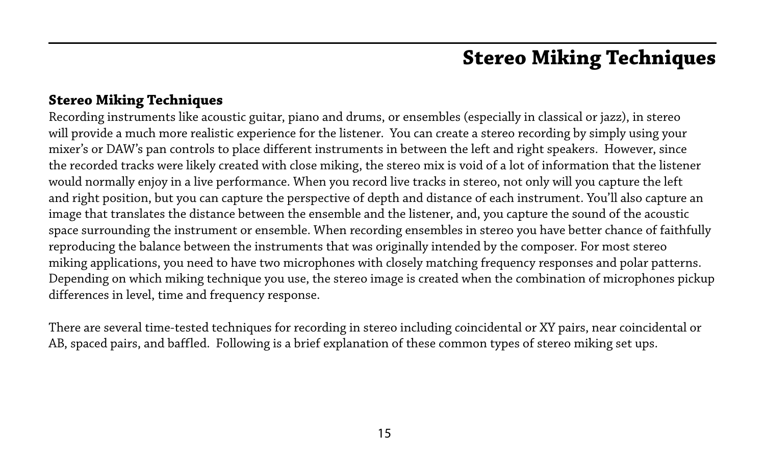# Stereo Miking Techniques

## Stereo Miking Techniques

Recording instruments like acoustic guitar, piano and drums, or ensembles (especially in classical or jazz), in stereo will provide a much more realistic experience for the listener. You can create a stereo recording by simply using your mixer's or DAW's pan controls to place different instruments in between the left and right speakers. However, since the recorded tracks were likely created with close miking, the stereo mix is void of a lot of information that the listener would normally enjoy in a live performance. When you record live tracks in stereo, not only will you capture the left and right position, but you can capture the perspective of depth and distance of each instrument. You'll also capture an image that translates the distance between the ensemble and the listener, and, you capture the sound of the acoustic space surrounding the instrument or ensemble. When recording ensembles in stereo you have better chance of faithfully reproducing the balance between the instruments that was originally intended by the composer. For most stereo miking applications, you need to have two microphones with closely matching frequency responses and polar patterns. Depending on which miking technique you use, the stereo image is created when the combination of microphones pickup differences in level, time and frequency response.

There are several time-tested techniques for recording in stereo including coincidental or XY pairs, near coincidental or AB, spaced pairs, and baffled. Following is a brief explanation of these common types of stereo miking set ups.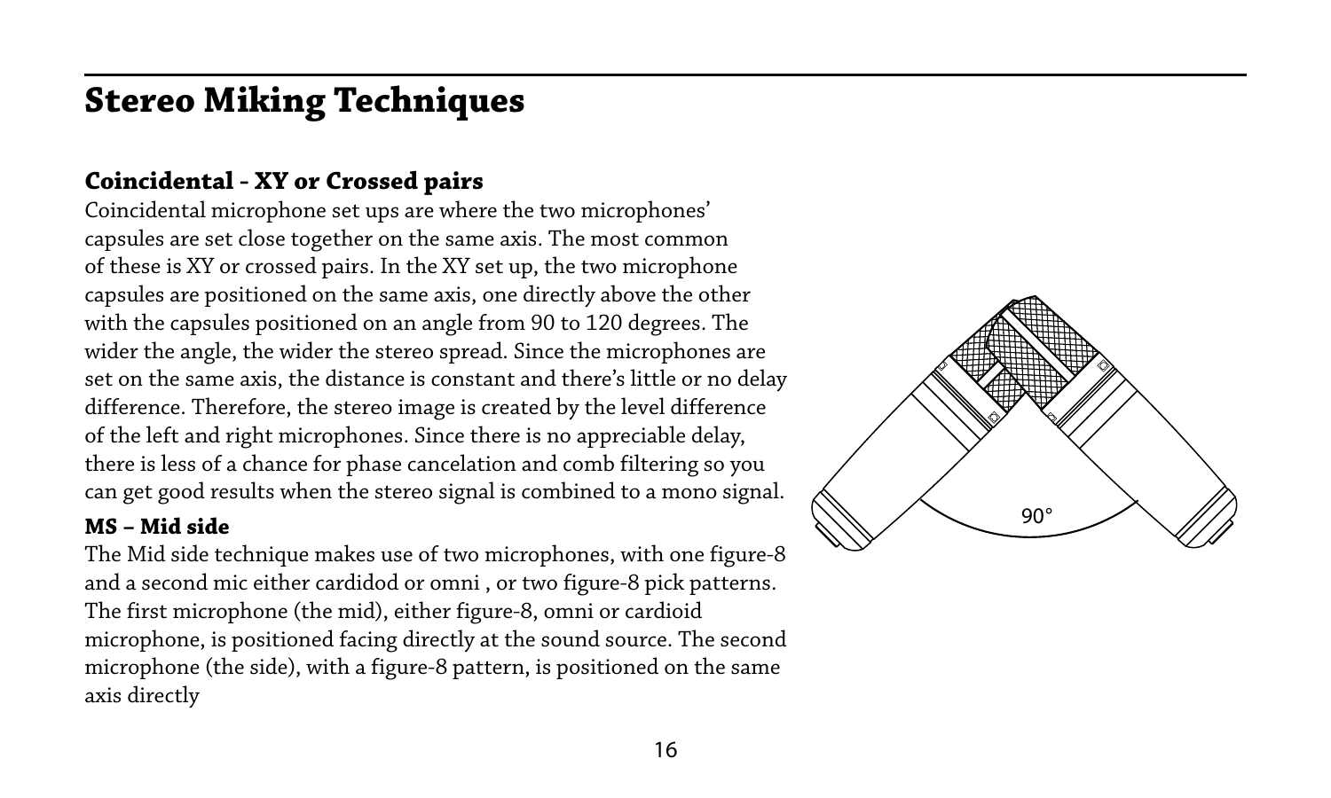# Stereo Miking Techniques

## Coincidental - XY or Crossed pairs

Coincidental microphone set ups are where the two microphones' capsules are set close together on the same axis. The most common of these is XY or crossed pairs. In the XY set up, the two microphone capsules are positioned on the same axis, one directly above the other with the capsules positioned on an angle from 90 to 120 degrees. The wider the angle, the wider the stereo spread. Since the microphones are set on the same axis, the distance is constant and there's little or no delay difference. Therefore, the stereo image is created by the level difference of the left and right microphones. Since there is no appreciable delay, there is less of a chance for phase cancelation and comb filtering so you can get good results when the stereo signal is combined to a mono signal.

### MS – Mid side

The Mid side technique makes use of two microphones, with one figure-8 and a second mic either cardidod or omni , or two figure-8 pick patterns. The first microphone (the mid), either figure-8, omni or cardioid microphone, is positioned facing directly at the sound source. The second microphone (the side), with a figure-8 pattern, is positioned on the same axis directly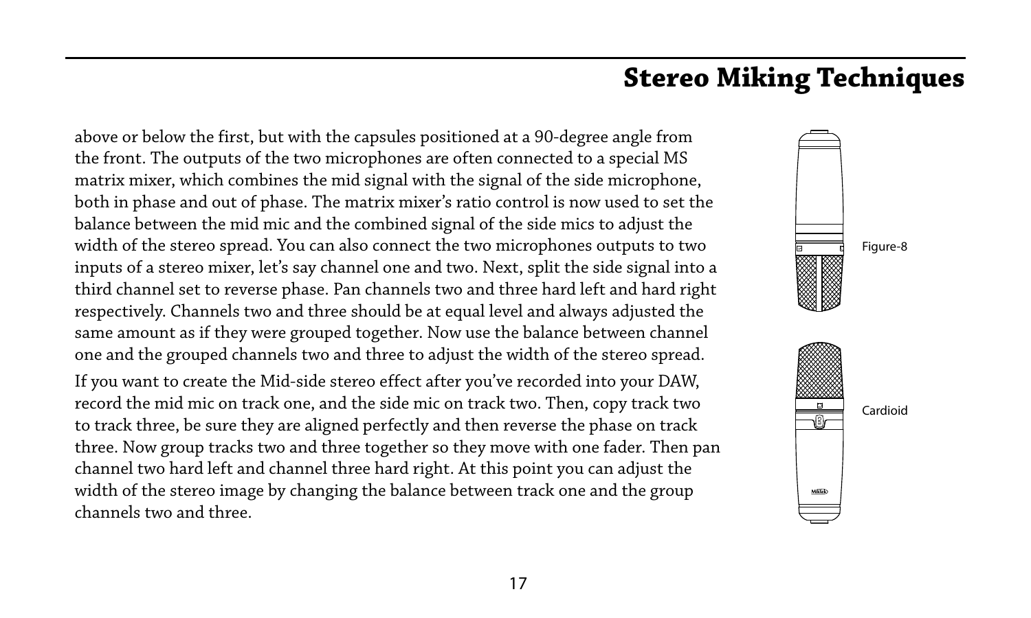## Stereo Miking Techniques

above or below the first, but with the capsules positioned at a 90-degree angle from the front. The outputs of the two microphones are often connected to a special MS matrix mixer, which combines the mid signal with the signal of the side microphone, both in phase and out of phase. The matrix mixer's ratio control is now used to set the balance between the mid mic and the combined signal of the side mics to adjust the width of the stereo spread. You can also connect the two microphones outputs to two inputs of a stereo mixer, let's say channel one and two. Next, split the side signal into a third channel set to reverse phase. Pan channels two and three hard left and hard right respectively. Channels two and three should be at equal level and always adjusted the same amount as if they were grouped together. Now use the balance between channel one and the grouped channels two and three to adjust the width of the stereo spread.

If you want to create the Mid-side stereo effect after you've recorded into your DAW, record the mid mic on track one, and the side mic on track two. Then, copy track two to track three, be sure they are aligned perfectly and then reverse the phase on track three. Now group tracks two and three together so they move with one fader. Then pan channel two hard left and channel three hard right. At this point you can adjust the width of the stereo image by changing the balance between track one and the group channels two and three.

Figure-8

Cardioid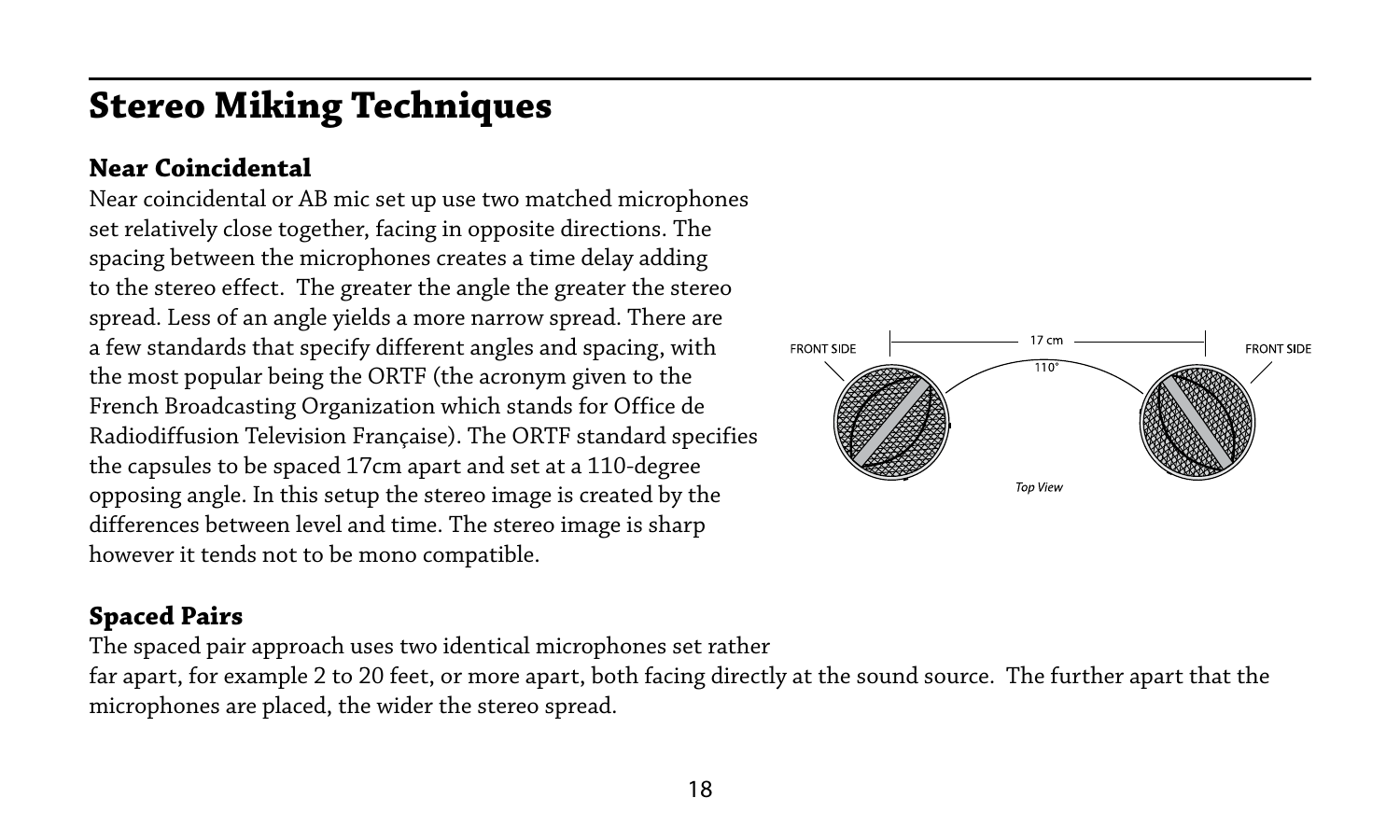# Stereo Miking Techniques

## Near Coincidental

Near coincidental or AB mic set up use two matched microphones set relatively close together, facing in opposite directions. The spacing between the microphones creates a time delay adding to the stereo effect. The greater the angle the greater the stereo spread. Less of an angle yields a more narrow spread. There are a few standards that specify different angles and spacing, with the most popular being the ORTF (the acronym given to the French Broadcasting Organization which stands for Office de Radiodiffusion Television Française). The ORTF standard specifies the capsules to be spaced 17cm apart and set at a 110-degree opposing angle. In this setup the stereo image is created by the differences between level and time. The stereo image is sharp however it tends not to be mono compatible.

FRONT SIDE 17 cm 110° FRONT SIDE

*Top View*

## Spaced Pairs

The spaced pair approach uses two identical microphones set rather far apart, for example 2 to 20 feet, or more apart, both facing directly at the sound source. The further apart that the microphones are placed, the wider the stereo spread.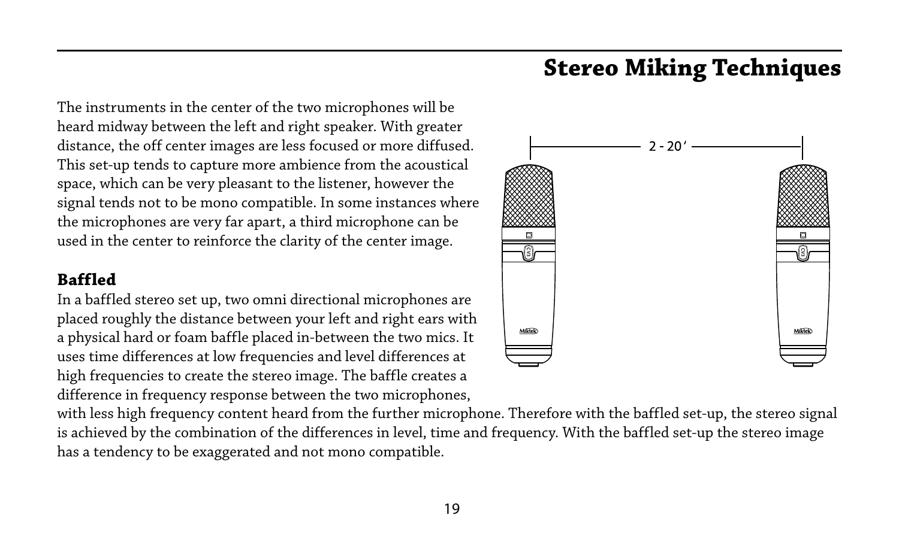## Stereo Miking Techniques

The instruments in the center of the two microphones will be heard midway between the left and right speaker. With greater distance, the off center images are less focused or more diffused. This set-up tends to capture more ambience from the acoustical space, which can be very pleasant to the listener, however the signal tends not to be mono compatible. In some instances where the microphones are very far apart, a third microphone can be used in the center to reinforce the clarity of the center image.

2 - 20′

### Baffled

In a baffled stereo set up, two omni directional microphones are placed roughly the distance between your left and right ears with a physical hard or foam baffle placed in-between the two mics. It uses time differences at low frequencies and level differences at high frequencies to create the stereo image. The baffle creates a difference in frequency response between the two microphones, with less high frequency content heard from the further microphone. Therefore with the baffled set-up, the stereo signal is achieved by the combination of the differences in level, time and frequency. With the baffled set-up the stereo image has a tendency to be exaggerated and not mono compatible.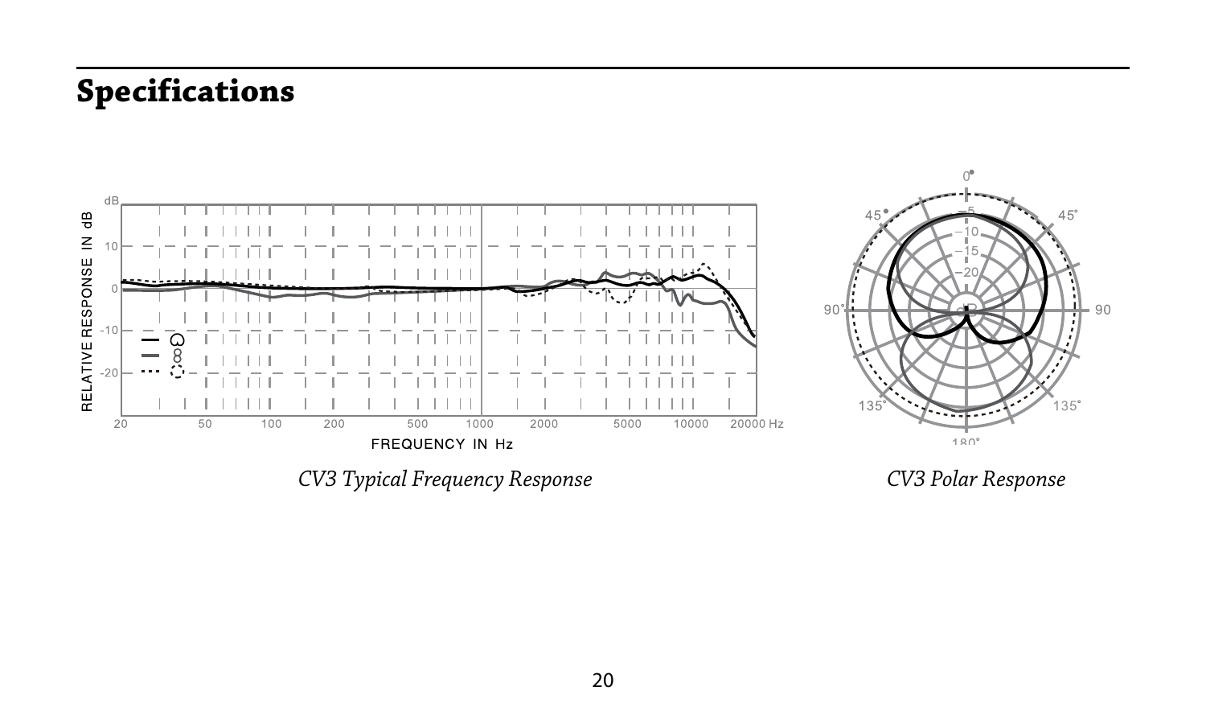# Specifications

*CV3 Typical Frequency Response*

*CV3 Polar Response*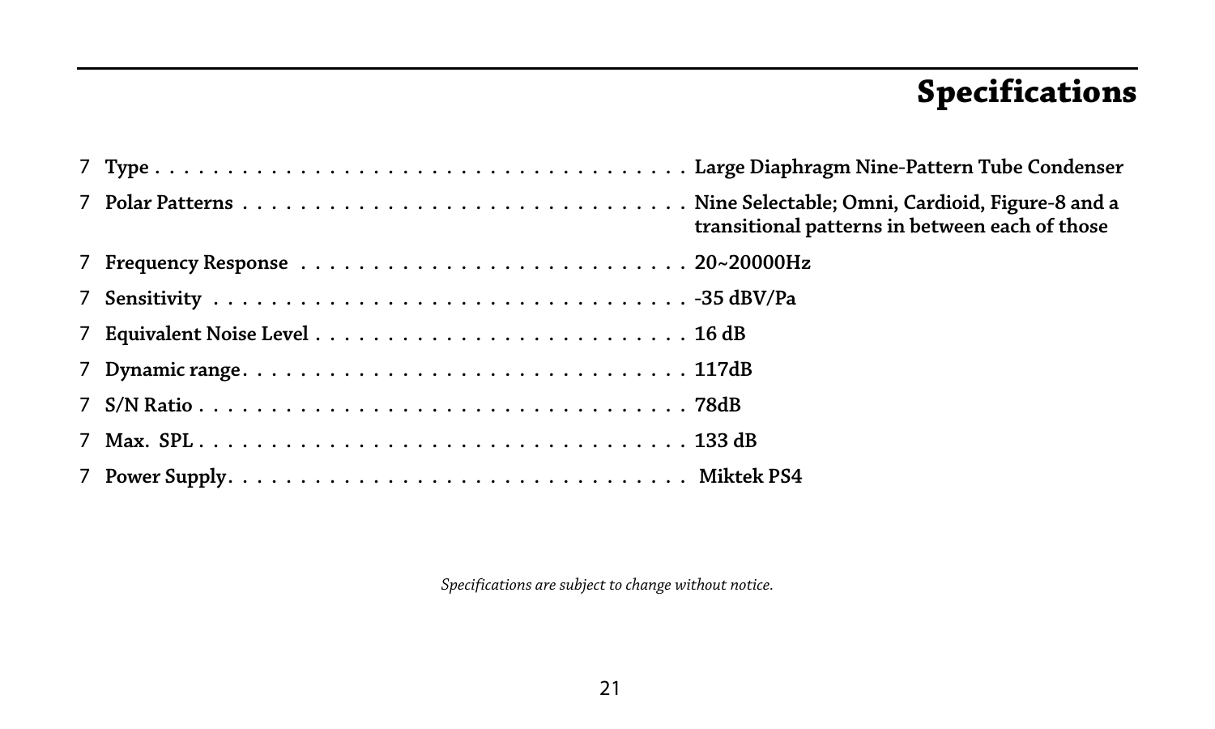# Specifications

- **Type . . . . . . . . . . . . . . . . . . . . . . . . . . . . . . . . . . . Large Diaphragm Nine-Pattern Tube Condenser**
- **Polar Patterns . . . . . . . . . . . . . . . . . . . . . . . . . . . . . . . Nine Selectable; Omni, Cardioid, Figure-8 and a transitional patterns in between each of those**
- **Frequency Response . . . . . . . . . . . . . . . . . . . . . . . . . . 20~20000Hz**
- **Sensitivity . . . . . . . . . . . . . . . . . . . . . . . . . . . . . . . . . -35 dBV/Pa**
- **Equivalent Noise Level . . . . . . . . . . . . . . . . . . . . . . . . 16 dB**
- **Dynamic range. . . . . . . . . . . . . . . . . . . . . . . . . . . . . . . 117dB**
- **S/N Ratio . . . . . . . . . . . . . . . . . . . . . . . . . . . . . . . . . 78dB**
- **Max. SPL . . . . . . . . . . . . . . . . . . . . . . . . . . . . . . . . . 133 dB**
- **Power Supply. . . . . . . . . . . . . . . . . . . . . . . . . . . . . . . Miktek PS4**

*Specifications are subject to change without notice.*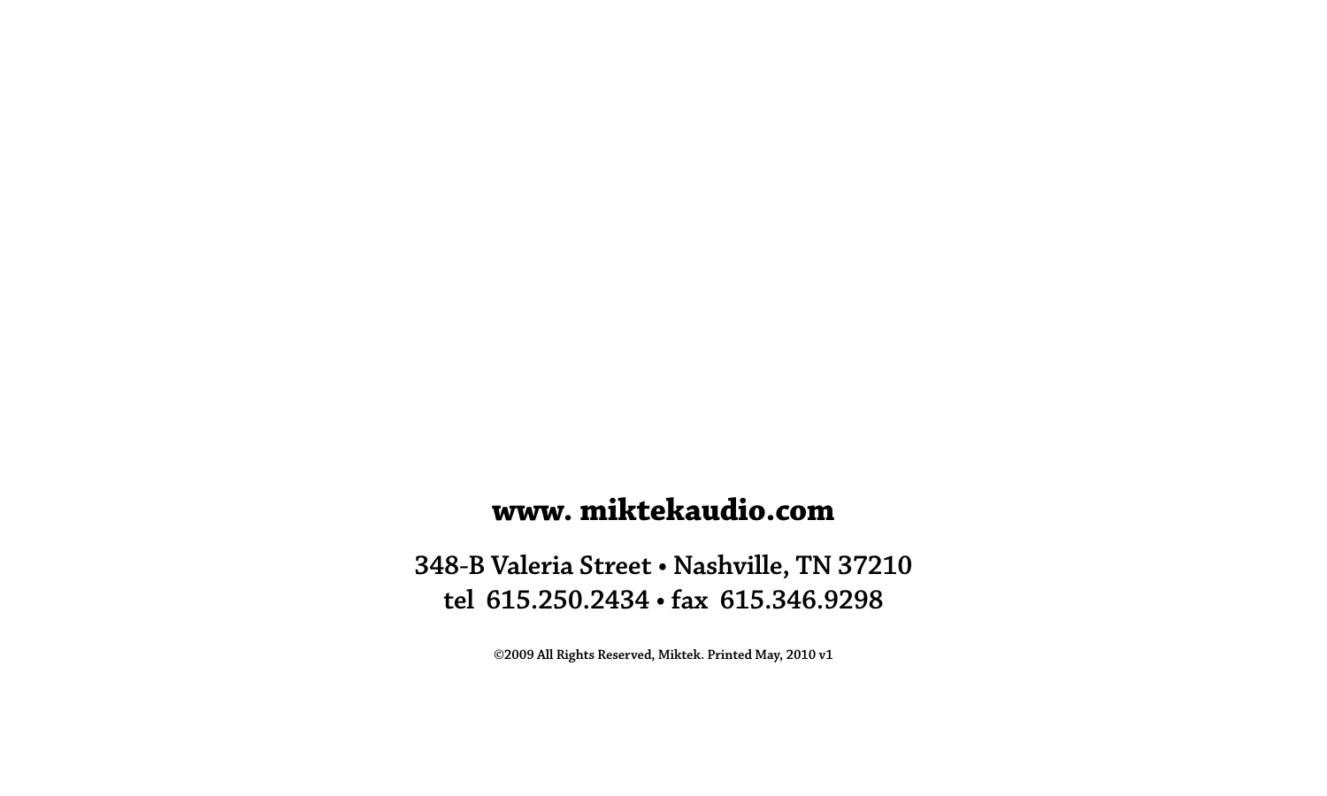**www. miktekaudio.com**

348-B Valeria Street • Nashville, TN 37210
tel 615.250.2434 • fax 615.346.9298

©2009 All Rights Reserved, Miktek. Printed May, 2010 v1